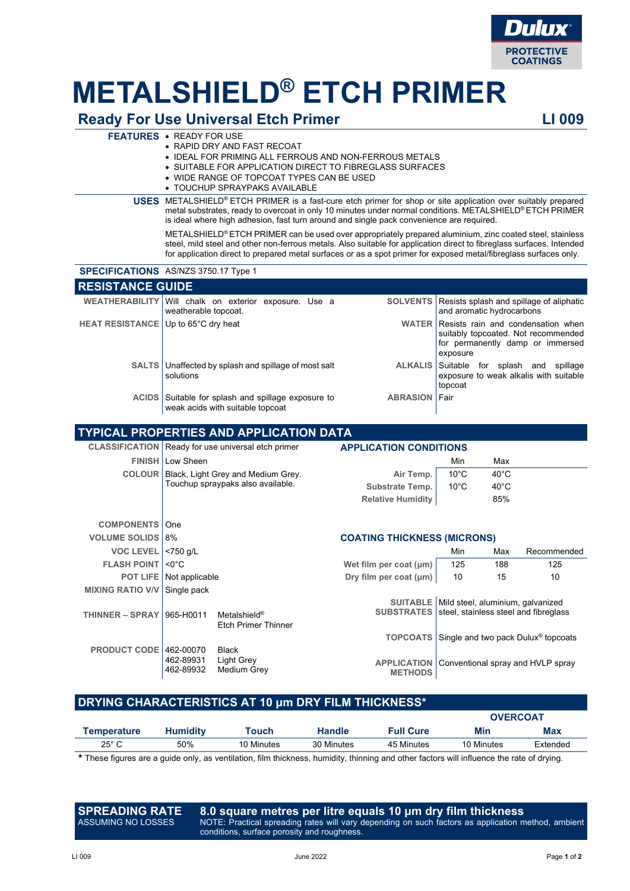Dulux® PROTECTIVE COATINGS

# METALSHIELD® ETCH PRIMER

## Ready For Use Universal Etch Primer — LI 009

**FEATURES**
- READY FOR USE
- RAPID DRY AND FAST RECOAT
- IDEAL FOR PRIMING ALL FERROUS AND NON-FERROUS METALS
- SUITABLE FOR APPLICATION DIRECT TO FIBREGLASS SURFACES
- WIDE RANGE OF TOPCOAT TYPES CAN BE USED
- TOUCHUP SPRAYPAKS AVAILABLE

**USES** METALSHIELD® ETCH PRIMER is a fast-cure etch primer for shop or site application over suitably prepared metal substrates, ready to overcoat in only 10 minutes under normal conditions. METALSHIELD® ETCH PRIMER is ideal where high adhesion, fast turn around and single pack convenience are required.

METALSHIELD® ETCH PRIMER can be used over appropriately prepared aluminium, zinc coated steel, stainless steel, mild steel and other non-ferrous metals. Also suitable for application direct to fibreglass surfaces. Intended for application direct to prepared metal surfaces or as a spot primer for exposed metal/fibreglass surfaces only.

**SPECIFICATIONS** AS/NZS 3750.17 Type 1

## RESISTANCE GUIDE

| | | | |
|---|---|---|---|
| **WEATHERABILITY** | Will chalk on exterior exposure. Use a weatherable topcoat. | **SOLVENTS** | Resists splash and spillage of aliphatic and aromatic hydrocarbons |
| **HEAT RESISTANCE** | Up to 65°C dry heat | **WATER** | Resists rain and condensation when suitably topcoated. Not recommended for permanently damp or immersed exposure |
| **SALTS** | Unaffected by splash and spillage of most salt solutions | **ALKALIS** | Suitable for splash and spillage exposure to weak alkalis with suitable topcoat |
| **ACIDS** | Suitable for splash and spillage exposure to weak acids with suitable topcoat | **ABRASION** | Fair |

## TYPICAL PROPERTIES AND APPLICATION DATA

| | |
|---|---|
| **CLASSIFICATION** | Ready for use universal etch primer |
| **FINISH** | Low Sheen |
| **COLOUR** | Black, Light Grey and Medium Grey. Touchup spraypaks also available. |
| **COMPONENTS** | One |
| **VOLUME SOLIDS** | 8% |
| **VOC LEVEL** | <750 g/L |
| **FLASH POINT** | <0°C |
| **POT LIFE** | Not applicable |
| **MIXING RATIO V/V** | Single pack |
| **THINNER – SPRAY** | 965-H0011 Metalshield® Etch Primer Thinner |
| **PRODUCT CODE** | 462-00070 Black<br>462-89931 Light Grey<br>462-89932 Medium Grey |

**APPLICATION CONDITIONS**

| | Min | Max |
|---|---|---|
| **Air Temp.** | 10°C | 40°C |
| **Substrate Temp.** | 10°C | 40°C |
| **Relative Humidity** | | 85% |

**COATING THICKNESS (MICRONS)**

| | Min | Max | Recommended |
|---|---|---|---|
| **Wet film per coat (µm)** | 125 | 188 | 125 |
| **Dry film per coat (µm)** | 10 | 15 | 10 |

| | |
|---|---|
| **SUITABLE SUBSTRATES** | Mild steel, aluminium, galvanized steel, stainless steel and fibreglass |
| **TOPCOATS** | Single and two pack Dulux® topcoats |
| **APPLICATION METHODS** | Conventional spray and HVLP spray |

## DRYING CHARACTERISTICS AT 10 µm DRY FILM THICKNESS*

| | | | | | OVERCOAT | |
|---|---|---|---|---|---|---|
| **Temperature** | **Humidity** | **Touch** | **Handle** | **Full Cure** | **Min** | **Max** |
| 25° C | 50% | 10 Minutes | 30 Minutes | 45 Minutes | 10 Minutes | Extended |

\* These figures are a guide only, as ventilation, film thickness, humidity, thinning and other factors will influence the rate of drying.

**SPREADING RATE** ASSUMING NO LOSSES

**8.0 square metres per litre equals 10 µm dry film thickness**

NOTE: Practical spreading rates will vary depending on such factors as application method, ambient conditions, surface porosity and roughness.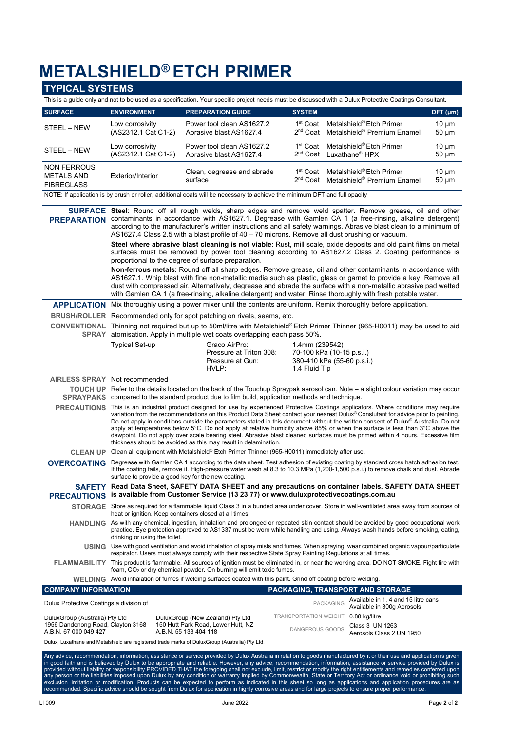// METALSHIELD® ETCH PRIMER

## TYPICAL SYSTEMS

This is a guide only and not to be used as a specification. Your specific project needs must be discussed with a Dulux Protective Coatings Consultant.

| SURFACE | ENVIRONMENT | PREPARATION GUIDE | SYSTEM | | DFT (µm) |
|---|---|---|---|---|---|
| STEEL – NEW | Low corrosivity (AS2312.1 Cat C1-2) | Power tool clean AS1627.2<br>Abrasive blast AS1627.4 | 1st Coat<br>2nd Coat | Metalshield® Etch Primer<br>Metalshield® Premium Enamel | 10 µm<br>50 µm |
| STEEL – NEW | Low corrosivity (AS2312.1 Cat C1-2) | Power tool clean AS1627.2<br>Abrasive blast AS1627.4 | 1st Coat<br>2nd Coat | Metalshield® Etch Primer<br>Luxathane® HPX | 10 µm<br>50 µm |
| NON FERROUS METALS AND FIBREGLASS | Exterior/Interior | Clean, degrease and abrade surface | 1st Coat<br>2nd Coat | Metalshield® Etch Primer<br>Metalshield® Premium Enamel | 10 µm<br>50 µm |

NOTE: If application is by brush or roller, additional coats will be necessary to achieve the minimum DFT and full opacity

## SURFACE PREPARATION

**Steel**: Round off all rough welds, sharp edges and remove weld spatter. Remove grease, oil and other contaminants in accordance with AS1627.1. Degrease with Gamlen CA 1 (a free-rinsing, alkaline detergent) according to the manufacturer's written instructions and all safety warnings. Abrasive blast clean to a minimum of AS1627.4 Class 2.5 with a blast profile of 40 – 70 microns. Remove all dust brushing or vacuum.

**Steel where abrasive blast cleaning is not viable**: Rust, mill scale, oxide deposits and old paint films on metal surfaces must be removed by power tool cleaning according to AS1627.2 Class 2. Coating performance is proportional to the degree of surface preparation.

**Non-ferrous metals**: Round off all sharp edges. Remove grease, oil and other contaminants in accordance with AS1627.1. Whip blast with fine non-metallic media such as plastic, glass or garnet to provide a key. Remove all dust with compressed air. Alternatively, degrease and abrade the surface with a non-metallic abrasive pad wetted with Gamlen CA 1 (a free-rinsing, alkaline detergent) and water. Rinse thoroughly with fresh potable water.

## APPLICATION

Mix thoroughly using a power mixer until the contents are uniform. Remix thoroughly before application.

**BRUSH/ROLLER**
Recommended only for spot patching on rivets, seams, etc.

**CONVENTIONAL SPRAY**
Thinning not required but up to 50ml/litre with Metalshield® Etch Primer Thinner (965-H0011) may be used to aid atomisation. Apply in multiple wet coats overlapping each pass 50%.

| | | |
|---|---|---|
| Typical Set-up | Graco AirPro: | 1.4mm (239542) |
| | Pressure at Triton 308: | 70-100 kPa (10-15 p.s.i.) |
| | Pressure at Gun: | 380-410 kPa (55-60 p.s.i.) |
| | HVLP: | 1.4 Fluid Tip |

**AIRLESS SPRAY**
Not recommended

**TOUCH UP SPRAYPAKS**
Refer to the details located on the back of the Touchup Spraypak aerosol can. Note – a slight colour variation may occur compared to the standard product due to film build, application methods and technique.

**PRECAUTIONS**
This is an industrial product designed for use by experienced Protective Coatings applicators. Where conditions may require variation from the recommendations on this Product Data Sheet contact your nearest Dulux® Consultant for advice prior to painting. Do not apply in conditions outside the parameters stated in this document without the written consent of Dulux® Australia. Do not apply at temperatures below 5°C. Do not apply at relative humidity above 85% or when the surface is less than 3°C above the dewpoint. Do not apply over scale bearing steel. Abrasive blast cleaned surfaces must be primed within 4 hours. Excessive film thickness should be avoided as this may result in delamination.

**CLEAN UP**
Clean all equipment with Metalshield® Etch Primer Thinner (965-H0011) immediately after use.

## OVERCOATING

Degrease with Gamlen CA 1 according to the data sheet. Test adhesion of existing coating by standard cross hatch adhesion test. If the coating fails, remove it. High-pressure water wash at 8.3 to 10.3 MPa (1,200-1,500 p.s.i.) to remove chalk and dust. Abrade surface to provide a good key for the new coating.

## SAFETY PRECAUTIONS

**Read Data Sheet, SAFETY DATA SHEET and any precautions on container labels. SAFETY DATA SHEET is available from Customer Service (13 23 77) or www.duluxprotectivecoatings.com.au**

**STORAGE**
Store as required for a flammable liquid Class 3 in a bunded area under cover. Store in well-ventilated area away from sources of heat or ignition. Keep containers closed at all times.

**HANDLING**
As with any chemical, ingestion, inhalation and prolonged or repeated skin contact should be avoided by good occupational work practice. Eye protection approved to AS1337 must be worn while handling and using. Always wash hands before smoking, eating, drinking or using the toilet.

**USING**
Use with good ventilation and avoid inhalation of spray mists and fumes. When spraying, wear combined organic vapour/particulate respirator. Users must always comply with their respective State Spray Painting Regulations at all times.

**FLAMMABILITY**
This product is flammable. All sources of ignition must be eliminated in, or near the working area. DO NOT SMOKE. Fight fire with foam, $CO_2$ or dry chemical powder. On burning will emit toxic fumes.

**WELDING**
Avoid inhalation of fumes if welding surfaces coated with this paint. Grind off coating before welding.

## COMPANY INFORMATION

Dulux Protective Coatings a division of

DuluxGroup (Australia) Pty Ltd
1956 Dandenong Road, Clayton 3168
A.B.N. 67 000 049 427

DuluxGroup (New Zealand) Pty Ltd
150 Hutt Park Road, Lower Hutt, NZ
A.B.N. 55 133 404 118

## PACKAGING, TRANSPORT AND STORAGE

| | |
|---|---|
| PACKAGING | Available in 1, 4 and 15 litre cans<br>Available in 300g Aerosols |
| TRANSPORTATION WEIGHT | 0.88 kg/litre |
| DANGEROUS GOODS | Class 3 UN 1263<br>Aerosols Class 2 UN 1950 |

Dulux, Luxathane and Metalshield are registered trade marks of DuluxGroup (Australia) Pty Ltd.

Any advice, recommendation, information, assistance or service provided by Dulux Australia in relation to goods manufactured by it or their use and application is given in good faith and is believed by Dulux to be appropriate and reliable. However, any advice, recommendation, information, assistance or service provided by Dulux is provided without liability or responsibility PROVIDED THAT the foregoing shall not exclude, limit, restrict or modify the right entitlements and remedies conferred upon any person or the liabilities imposed upon Dulux by any condition or warranty implied by Commonwealth, State or Territory Act or ordinance void or prohibiting such exclusion limitation or modification. Products can be expected to perform as indicated in this sheet so long as applications and application procedures are as recommended. Specific advice should be sought from Dulux for application in highly corrosive areas and for large projects to ensure proper performance.

LI 009 June 2022